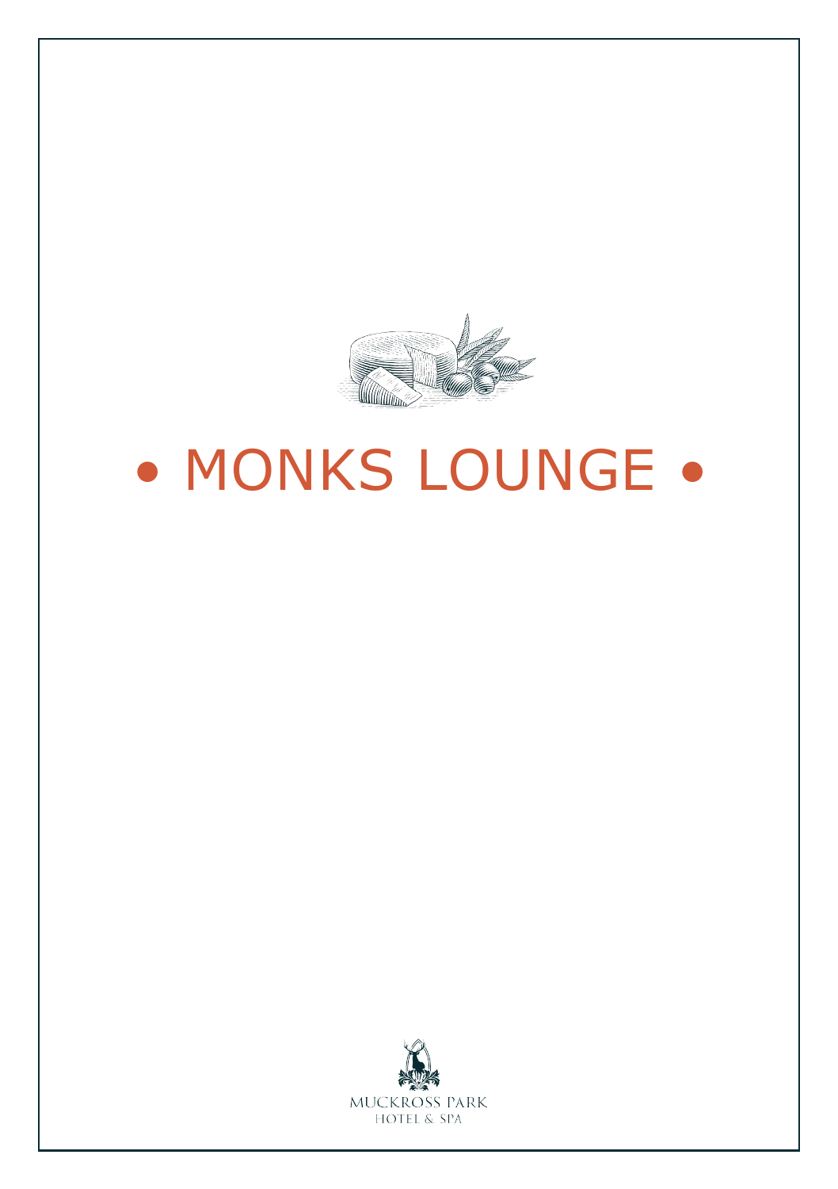# • MONKS LOUNGE •

MUCKROSS PARK
HOTEL & SPA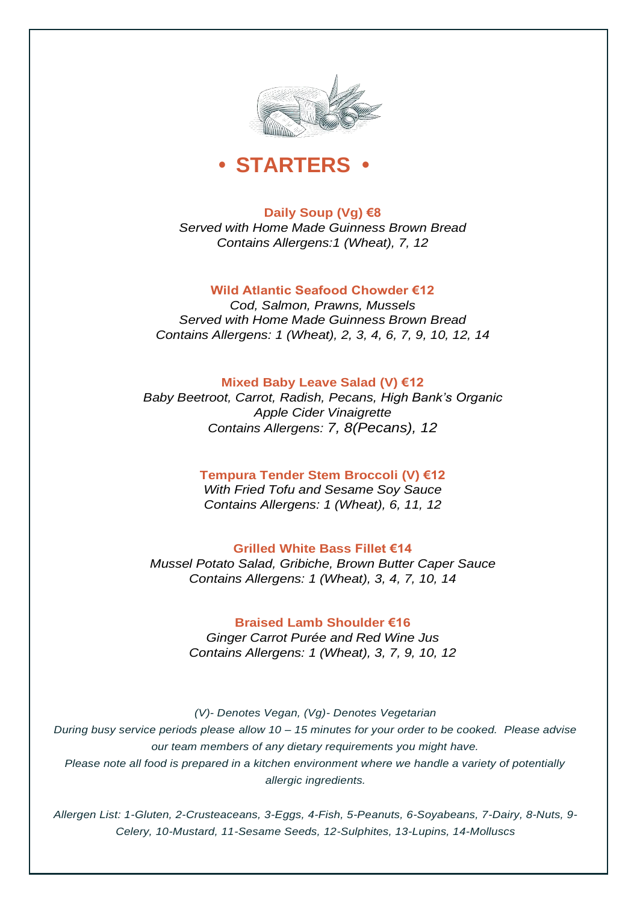# • STARTERS •

**Daily Soup (Vg) €8**
*Served with Home Made Guinness Brown Bread*
*Contains Allergens:1 (Wheat), 7, 12*

**Wild Atlantic Seafood Chowder €12**
*Cod, Salmon, Prawns, Mussels*
*Served with Home Made Guinness Brown Bread*
*Contains Allergens: 1 (Wheat), 2, 3, 4, 6, 7, 9, 10, 12, 14*

**Mixed Baby Leave Salad (V) €12**
*Baby Beetroot, Carrot, Radish, Pecans, High Bank's Organic Apple Cider Vinaigrette*
*Contains Allergens: 7, 8(Pecans), 12*

**Tempura Tender Stem Broccoli (V) €12**
*With Fried Tofu and Sesame Soy Sauce*
*Contains Allergens: 1 (Wheat), 6, 11, 12*

**Grilled White Bass Fillet €14**
*Mussel Potato Salad, Gribiche, Brown Butter Caper Sauce*
*Contains Allergens: 1 (Wheat), 3, 4, 7, 10, 14*

**Braised Lamb Shoulder €16**
*Ginger Carrot Purée and Red Wine Jus*
*Contains Allergens: 1 (Wheat), 3, 7, 9, 10, 12*

*(V)- Denotes Vegan, (Vg)- Denotes Vegetarian*
*During busy service periods please allow 10 – 15 minutes for your order to be cooked. Please advise our team members of any dietary requirements you might have.*
*Please note all food is prepared in a kitchen environment where we handle a variety of potentially allergic ingredients.*

*Allergen List: 1-Gluten, 2-Crusteaceans, 3-Eggs, 4-Fish, 5-Peanuts, 6-Soyabeans, 7-Dairy, 8-Nuts, 9-Celery, 10-Mustard, 11-Sesame Seeds, 12-Sulphites, 13-Lupins, 14-Molluscs*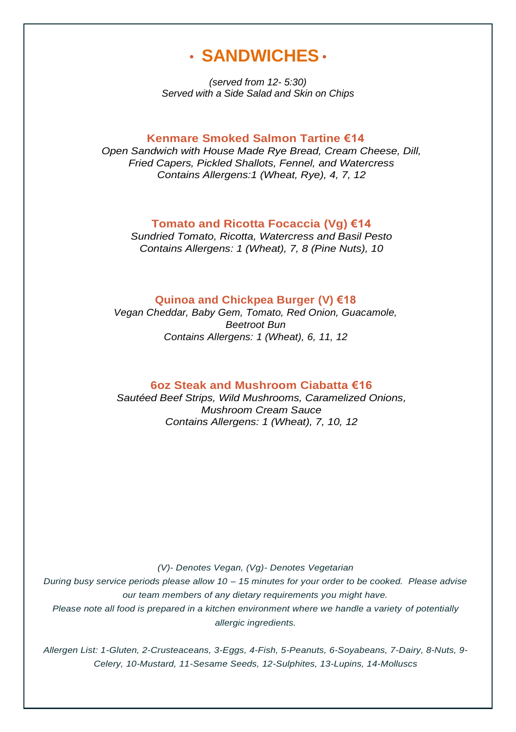# • SANDWICHES •

*(served from 12- 5:30)*
*Served with a Side Salad and Skin on Chips*

### Kenmare Smoked Salmon Tartine €14

*Open Sandwich with House Made Rye Bread, Cream Cheese, Dill, Fried Capers, Pickled Shallots, Fennel, and Watercress*
*Contains Allergens:1 (Wheat, Rye), 4, 7, 12*

### Tomato and Ricotta Focaccia (Vg) €14

*Sundried Tomato, Ricotta, Watercress and Basil Pesto*
*Contains Allergens: 1 (Wheat), 7, 8 (Pine Nuts), 10*

### Quinoa and Chickpea Burger (V) €18

*Vegan Cheddar, Baby Gem, Tomato, Red Onion, Guacamole, Beetroot Bun*
*Contains Allergens: 1 (Wheat), 6, 11, 12*

### 6oz Steak and Mushroom Ciabatta €16

*Sautéed Beef Strips, Wild Mushrooms, Caramelized Onions, Mushroom Cream Sauce*
*Contains Allergens: 1 (Wheat), 7, 10, 12*

*(V)- Denotes Vegan, (Vg)- Denotes Vegetarian*
*During busy service periods please allow 10 – 15 minutes for your order to be cooked. Please advise our team members of any dietary requirements you might have.*
*Please note all food is prepared in a kitchen environment where we handle a variety of potentially allergic ingredients.*

*Allergen List: 1-Gluten, 2-Crusteaceans, 3-Eggs, 4-Fish, 5-Peanuts, 6-Soyabeans, 7-Dairy, 8-Nuts, 9-Celery, 10-Mustard, 11-Sesame Seeds, 12-Sulphites, 13-Lupins, 14-Molluscs*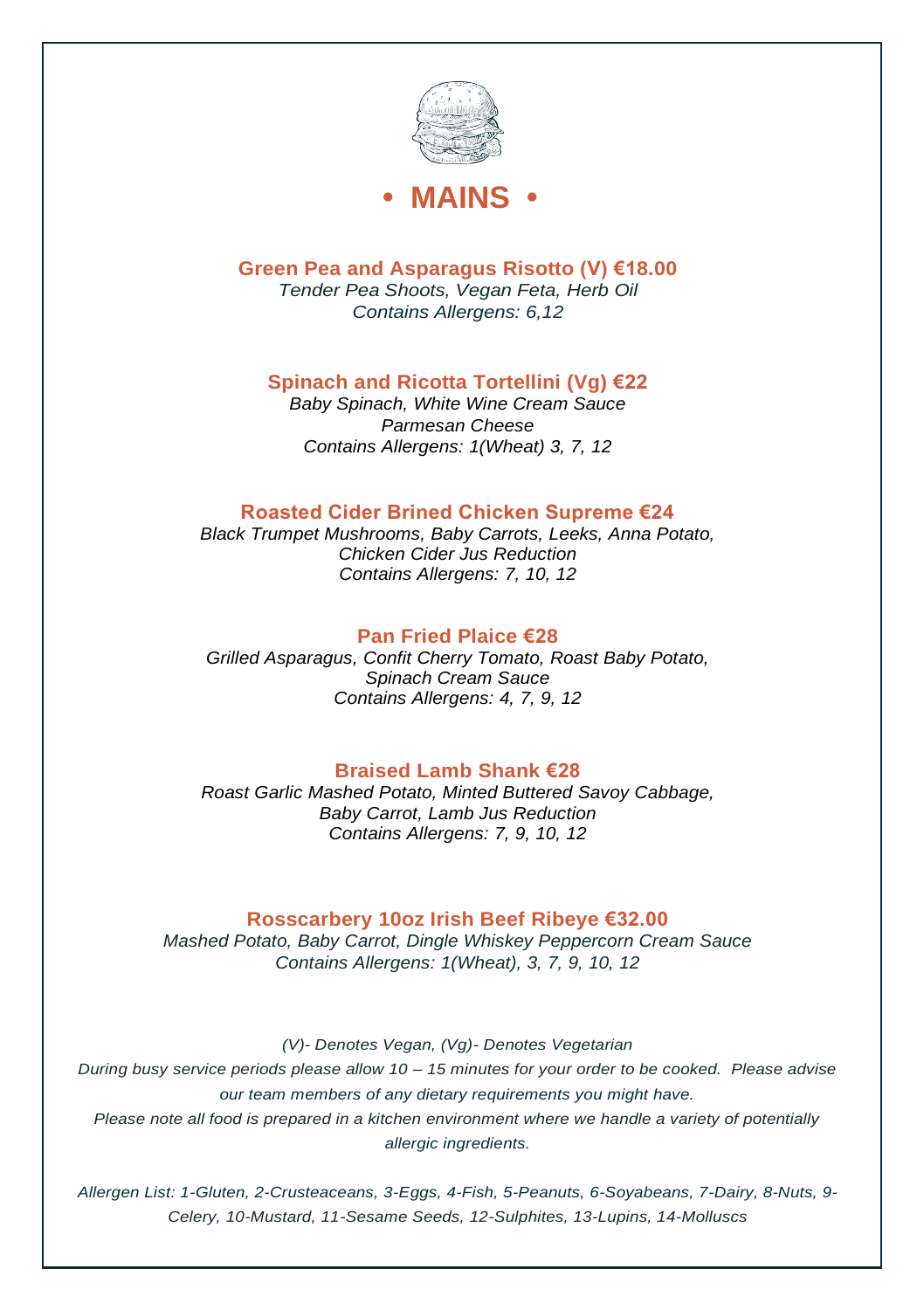# • MAINS •

**Green Pea and Asparagus Risotto (V) €18.00**
*Tender Pea Shoots, Vegan Feta, Herb Oil*
*Contains Allergens: 6,12*

**Spinach and Ricotta Tortellini (Vg) €22**
*Baby Spinach, White Wine Cream Sauce*
*Parmesan Cheese*
*Contains Allergens: 1(Wheat) 3, 7, 12*

**Roasted Cider Brined Chicken Supreme €24**
*Black Trumpet Mushrooms, Baby Carrots, Leeks, Anna Potato,*
*Chicken Cider Jus Reduction*
*Contains Allergens: 7, 10, 12*

**Pan Fried Plaice €28**
*Grilled Asparagus, Confit Cherry Tomato, Roast Baby Potato,*
*Spinach Cream Sauce*
*Contains Allergens: 4, 7, 9, 12*

**Braised Lamb Shank €28**
*Roast Garlic Mashed Potato, Minted Buttered Savoy Cabbage,*
*Baby Carrot, Lamb Jus Reduction*
*Contains Allergens: 7, 9, 10, 12*

**Rosscarbery 10oz Irish Beef Ribeye €32.00**
*Mashed Potato, Baby Carrot, Dingle Whiskey Peppercorn Cream Sauce*
*Contains Allergens: 1(Wheat), 3, 7, 9, 10, 12*

*(V)- Denotes Vegan, (Vg)- Denotes Vegetarian*
*During busy service periods please allow 10 – 15 minutes for your order to be cooked. Please advise our team members of any dietary requirements you might have.*
*Please note all food is prepared in a kitchen environment where we handle a variety of potentially allergic ingredients.*

*Allergen List: 1-Gluten, 2-Crusteaceans, 3-Eggs, 4-Fish, 5-Peanuts, 6-Soyabeans, 7-Dairy, 8-Nuts, 9-Celery, 10-Mustard, 11-Sesame Seeds, 12-Sulphites, 13-Lupins, 14-Molluscs*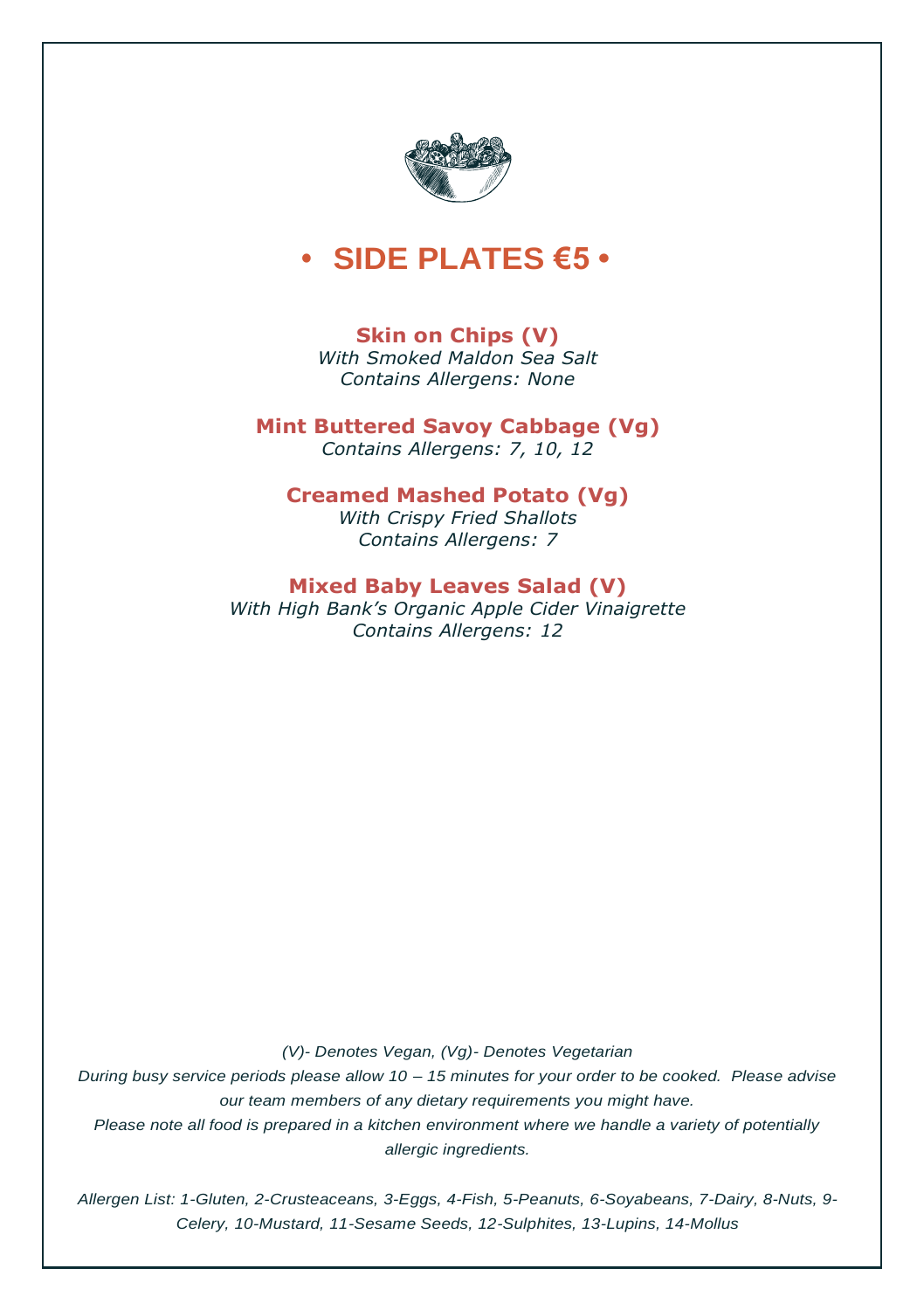# • SIDE PLATES €5 •

### Skin on Chips (V)
*With Smoked Maldon Sea Salt*
*Contains Allergens: None*

### Mint Buttered Savoy Cabbage (Vg)
*Contains Allergens: 7, 10, 12*

### Creamed Mashed Potato (Vg)
*With Crispy Fried Shallots*
*Contains Allergens: 7*

### Mixed Baby Leaves Salad (V)
*With High Bank's Organic Apple Cider Vinaigrette*
*Contains Allergens: 12*

*(V)- Denotes Vegan, (Vg)- Denotes Vegetarian*
*During busy service periods please allow 10 – 15 minutes for your order to be cooked. Please advise our team members of any dietary requirements you might have.*
*Please note all food is prepared in a kitchen environment where we handle a variety of potentially allergic ingredients.*

*Allergen List: 1-Gluten, 2-Crusteaceans, 3-Eggs, 4-Fish, 5-Peanuts, 6-Soyabeans, 7-Dairy, 8-Nuts, 9-Celery, 10-Mustard, 11-Sesame Seeds, 12-Sulphites, 13-Lupins, 14-Mollus*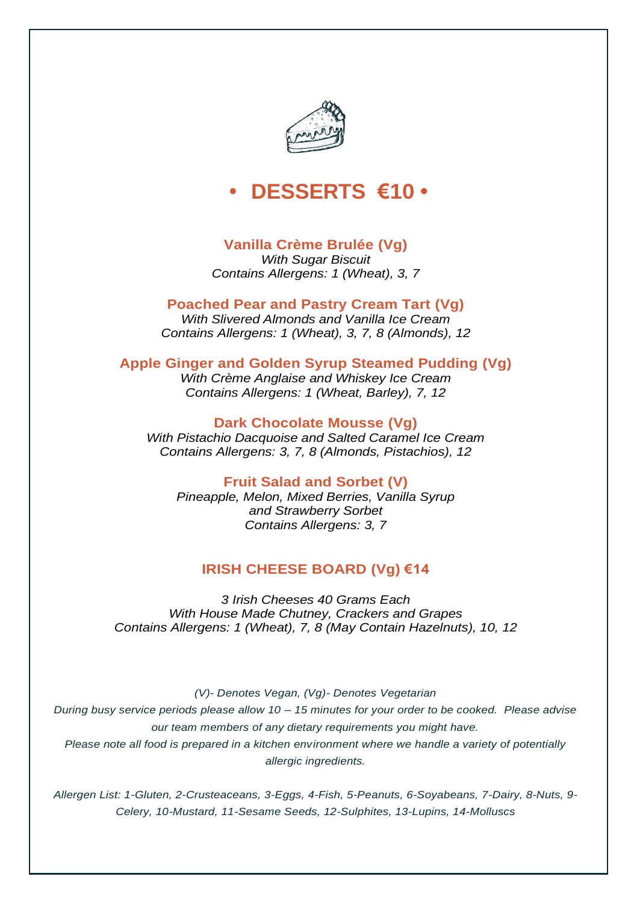# • DESSERTS €10 •

### Vanilla Crème Brulée (Vg)

*With Sugar Biscuit*
*Contains Allergens: 1 (Wheat), 3, 7*

### Poached Pear and Pastry Cream Tart (Vg)

*With Slivered Almonds and Vanilla Ice Cream*
*Contains Allergens: 1 (Wheat), 3, 7, 8 (Almonds), 12*

### Apple Ginger and Golden Syrup Steamed Pudding (Vg)

*With Crème Anglaise and Whiskey Ice Cream*
*Contains Allergens: 1 (Wheat, Barley), 7, 12*

### Dark Chocolate Mousse (Vg)

*With Pistachio Dacquoise and Salted Caramel Ice Cream*
*Contains Allergens: 3, 7, 8 (Almonds, Pistachios), 12*

### Fruit Salad and Sorbet (V)

*Pineapple, Melon, Mixed Berries, Vanilla Syrup and Strawberry Sorbet*
*Contains Allergens: 3, 7*

## IRISH CHEESE BOARD (Vg) €14

*3 Irish Cheeses 40 Grams Each*
*With House Made Chutney, Crackers and Grapes*
*Contains Allergens: 1 (Wheat), 7, 8 (May Contain Hazelnuts), 10, 12*

*(V)- Denotes Vegan, (Vg)- Denotes Vegetarian*
*During busy service periods please allow 10 – 15 minutes for your order to be cooked. Please advise our team members of any dietary requirements you might have.*
*Please note all food is prepared in a kitchen environment where we handle a variety of potentially allergic ingredients.*

*Allergen List: 1-Gluten, 2-Crusteaceans, 3-Eggs, 4-Fish, 5-Peanuts, 6-Soyabeans, 7-Dairy, 8-Nuts, 9-Celery, 10-Mustard, 11-Sesame Seeds, 12-Sulphites, 13-Lupins, 14-Molluscs*